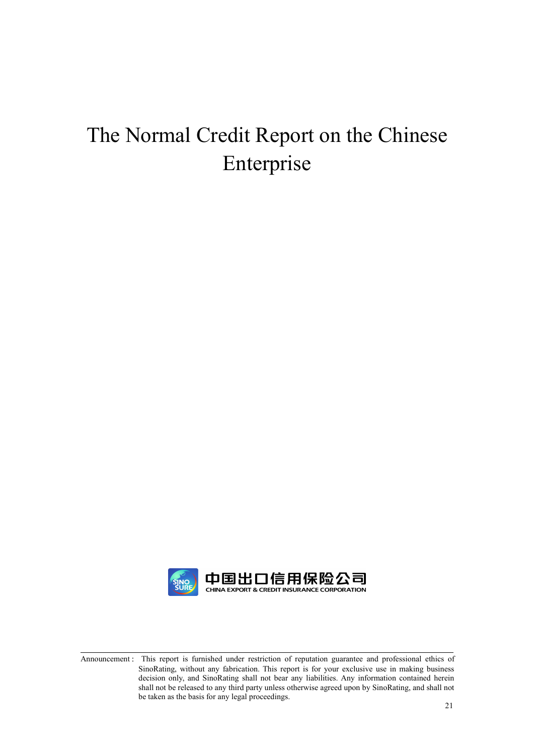# The Normal Credit Report on the Chinese Enterprise

中国出口信用保险公司
CHINA EXPORT & CREDIT INSURANCE CORPORATION

Announcement : This report is furnished under restriction of reputation guarantee and professional ethics of SinoRating, without any fabrication. This report is for your exclusive use in making business decision only, and SinoRating shall not bear any liabilities. Any information contained herein shall not be released to any third party unless otherwise agreed upon by SinoRating, and shall not be taken as the basis for any legal proceedings.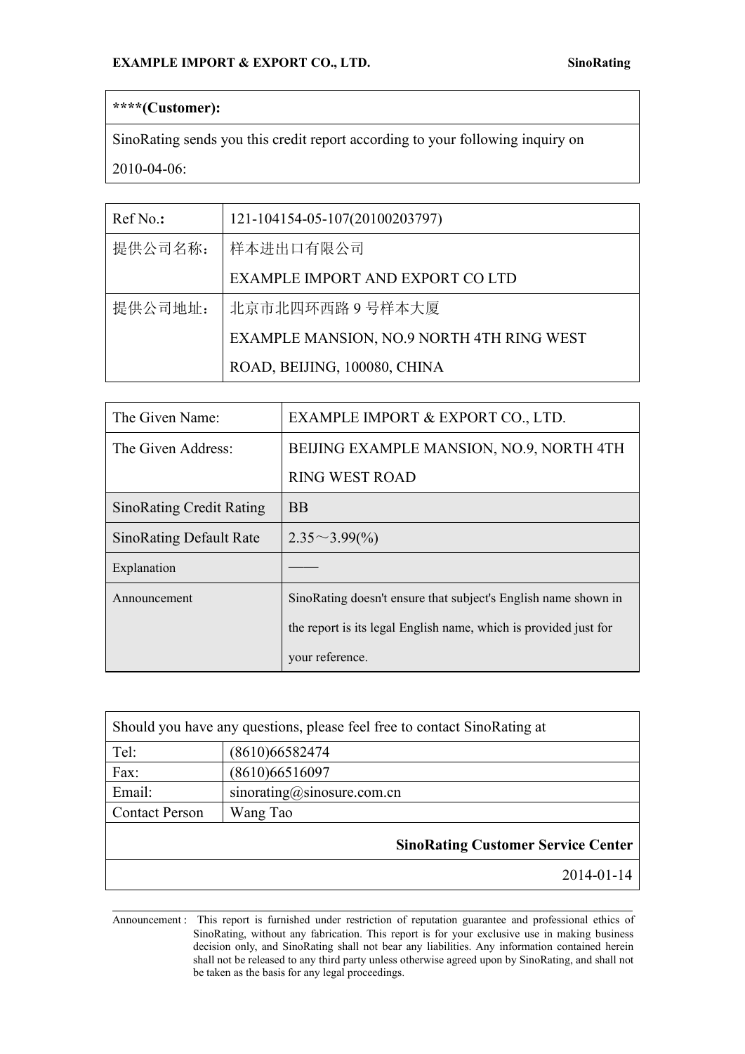| ****(Customer): |
| --- |
| SinoRating sends you this credit report according to your following inquiry on 2010-04-06: |

| Ref No.： | 121-104154-05-107(20100203797) |
| --- | --- |
| 提供公司名称： | 样本进出口有限公司<br>EXAMPLE IMPORT AND EXPORT CO LTD |
| 提供公司地址： | 北京市北四环西路 9 号样本大厦<br>EXAMPLE MANSION, NO.9 NORTH 4TH RING WEST ROAD, BEIJING, 100080, CHINA |

| The Given Name: | EXAMPLE IMPORT & EXPORT CO., LTD. |
| --- | --- |
| The Given Address: | BEIJING EXAMPLE MANSION, NO.9, NORTH 4TH RING WEST ROAD |
| SinoRating Credit Rating | BB |
| SinoRating Default Rate | 2.35～3.99(%) |
| Explanation | —— |
| Announcement | SinoRating doesn't ensure that subject's English name shown in the report is its legal English name, which is provided just for your reference. |

| Should you have any questions, please feel free to contact SinoRating at | |
| --- | --- |
| Tel: | (8610)66582474 |
| Fax: | (8610)66516097 |
| Email: | sinorating@sinosure.com.cn |
| Contact Person | Wang Tao |
| | **SinoRating Customer Service Center** |
| | 2014-01-14 |

Announcement : This report is furnished under restriction of reputation guarantee and professional ethics of SinoRating, without any fabrication. This report is for your exclusive use in making business decision only, and SinoRating shall not bear any liabilities. Any information contained herein shall not be released to any third party unless otherwise agreed upon by SinoRating, and shall not be taken as the basis for any legal proceedings.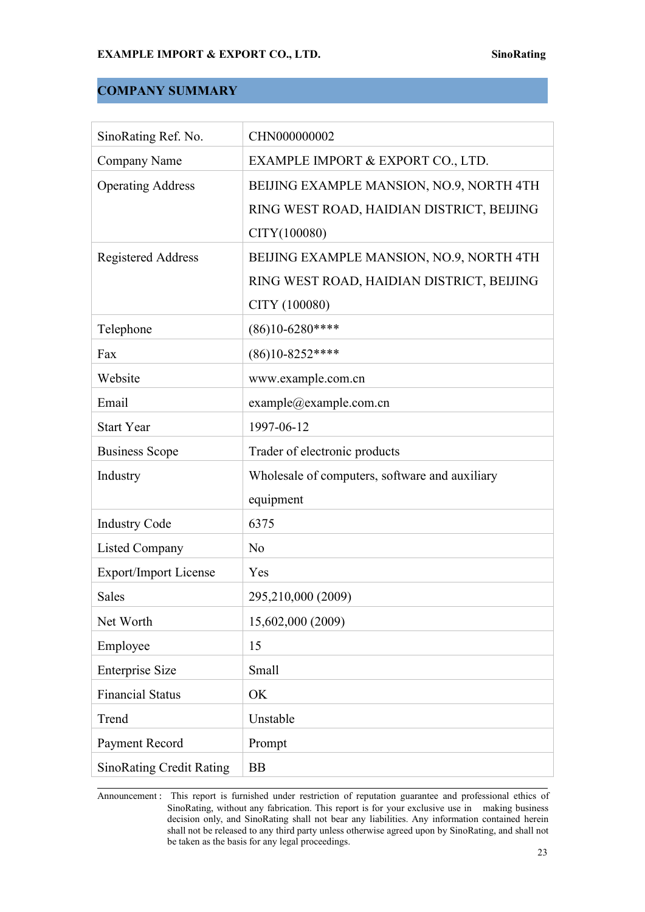## COMPANY SUMMARY

| | |
|---|---|
| SinoRating Ref. No. | CHN000000002 |
| Company Name | EXAMPLE IMPORT & EXPORT CO., LTD. |
| Operating Address | BEIJING EXAMPLE MANSION, NO.9, NORTH 4TH RING WEST ROAD, HAIDIAN DISTRICT, BEIJING CITY(100080) |
| Registered Address | BEIJING EXAMPLE MANSION, NO.9, NORTH 4TH RING WEST ROAD, HAIDIAN DISTRICT, BEIJING CITY (100080) |
| Telephone | (86)10-6280**** |
| Fax | (86)10-8252**** |
| Website | www.example.com.cn |
| Email | example@example.com.cn |
| Start Year | 1997-06-12 |
| Business Scope | Trader of electronic products |
| Industry | Wholesale of computers, software and auxiliary equipment |
| Industry Code | 6375 |
| Listed Company | No |
| Export/Import License | Yes |
| Sales | 295,210,000 (2009) |
| Net Worth | 15,602,000 (2009) |
| Employee | 15 |
| Enterprise Size | Small |
| Financial Status | OK |
| Trend | Unstable |
| Payment Record | Prompt |
| SinoRating Credit Rating | BB |

Announcement： This report is furnished under restriction of reputation guarantee and professional ethics of SinoRating, without any fabrication. This report is for your exclusive use in making business decision only, and SinoRating shall not bear any liabilities. Any information contained herein shall not be released to any third party unless otherwise agreed upon by SinoRating, and shall not be taken as the basis for any legal proceedings.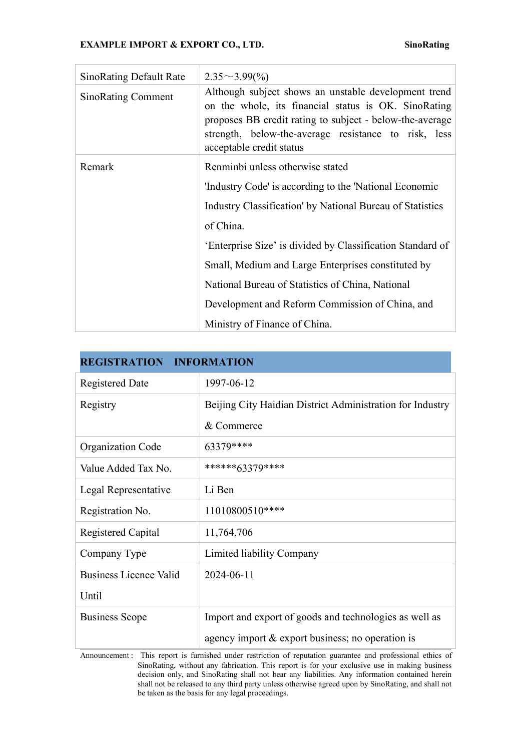| | |
|---|---|
| SinoRating Default Rate | 2.35～3.99(%) |
| SinoRating Comment | Although subject shows an unstable development trend on the whole, its financial status is OK. SinoRating proposes BB credit rating to subject - below-the-average strength, below-the-average resistance to risk, less acceptable credit status |
| Remark | Renminbi unless otherwise stated<br>'Industry Code' is according to the 'National Economic Industry Classification' by National Bureau of Statistics of China.<br>'Enterprise Size' is divided by Classification Standard of Small, Medium and Large Enterprises constituted by National Bureau of Statistics of China, National Development and Reform Commission of China, and Ministry of Finance of China. |

## REGISTRATION INFORMATION

| | |
|---|---|
| Registered Date | 1997-06-12 |
| Registry | Beijing City Haidian District Administration for Industry & Commerce |
| Organization Code | 63379**** |
| Value Added Tax No. | ******63379**** |
| Legal Representative | Li Ben |
| Registration No. | 11010800510**** |
| Registered Capital | 11,764,706 |
| Company Type | Limited liability Company |
| Business Licence Valid Until | 2024-06-11 |
| Business Scope | Import and export of goods and technologies as well as agency import & export business; no operation is |

Announcement : This report is furnished under restriction of reputation guarantee and professional ethics of SinoRating, without any fabrication. This report is for your exclusive use in making business decision only, and SinoRating shall not bear any liabilities. Any information contained herein shall not be released to any third party unless otherwise agreed upon by SinoRating, and shall not be taken as the basis for any legal proceedings.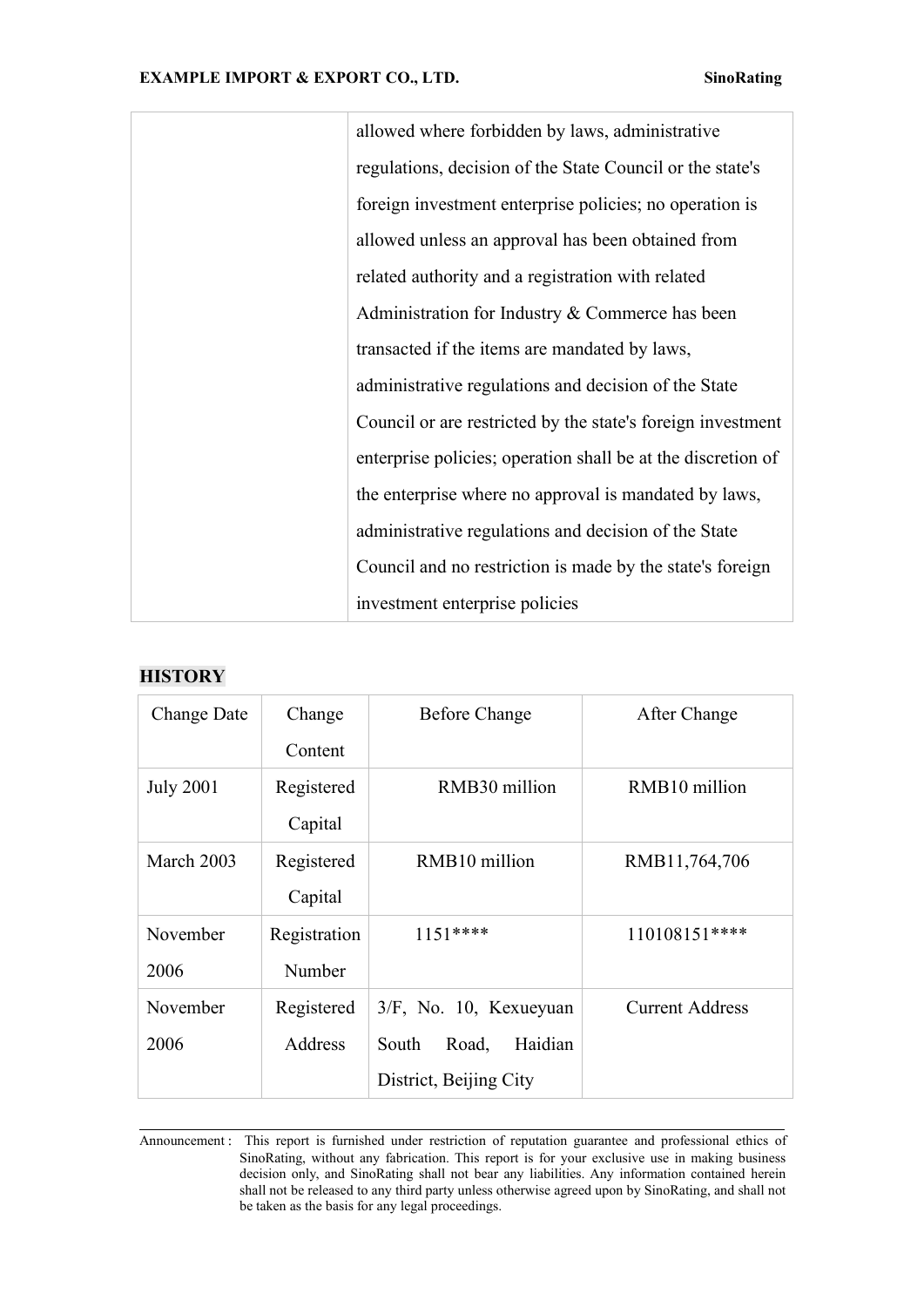| | |
|---|---|
| | allowed where forbidden by laws, administrative regulations, decision of the State Council or the state's foreign investment enterprise policies; no operation is allowed unless an approval has been obtained from related authority and a registration with related Administration for Industry & Commerce has been transacted if the items are mandated by laws, administrative regulations and decision of the State Council or are restricted by the state's foreign investment enterprise policies; operation shall be at the discretion of the enterprise where no approval is mandated by laws, administrative regulations and decision of the State Council and no restriction is made by the state's foreign investment enterprise policies |

## HISTORY

| Change Date | Change Content | Before Change | After Change |
|---|---|---|---|
| July 2001 | Registered Capital | RMB30 million | RMB10 million |
| March 2003 | Registered Capital | RMB10 million | RMB11,764,706 |
| November 2006 | Registration Number | 1151**** | 110108151**** |
| November 2006 | Registered Address | 3/F, No. 10, Kexueyuan South Road, Haidian District, Beijing City | Current Address |

Announcement : This report is furnished under restriction of reputation guarantee and professional ethics of SinoRating, without any fabrication. This report is for your exclusive use in making business decision only, and SinoRating shall not bear any liabilities. Any information contained herein shall not be released to any third party unless otherwise agreed upon by SinoRating, and shall not be taken as the basis for any legal proceedings.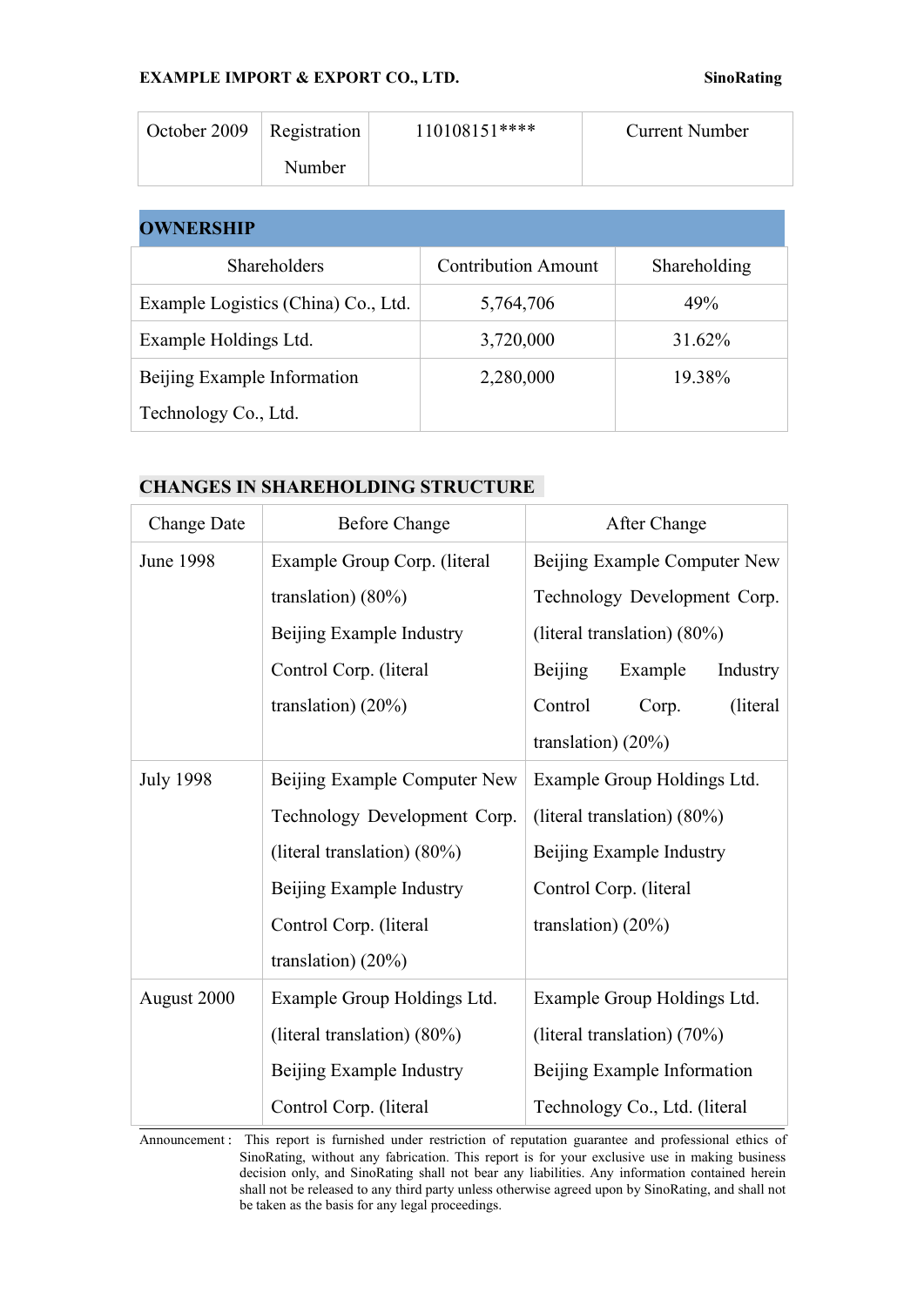| October 2009 | Registration Number | 110108151**** | Current Number |
|---|---|---|---|

## OWNERSHIP

| Shareholders | Contribution Amount | Shareholding |
|---|---|---|
| Example Logistics (China) Co., Ltd. | 5,764,706 | 49% |
| Example Holdings Ltd. | 3,720,000 | 31.62% |
| Beijing Example Information Technology Co., Ltd. | 2,280,000 | 19.38% |

## CHANGES IN SHAREHOLDING STRUCTURE

| Change Date | Before Change | After Change |
|---|---|---|
| June 1998 | Example Group Corp. (literal translation) (80%) Beijing Example Industry Control Corp. (literal translation) (20%) | Beijing Example Computer New Technology Development Corp. (literal translation) (80%) Beijing Example Industry Control Corp. (literal translation) (20%) |
| July 1998 | Beijing Example Computer New Technology Development Corp. (literal translation) (80%) Beijing Example Industry Control Corp. (literal translation) (20%) | Example Group Holdings Ltd. (literal translation) (80%) Beijing Example Industry Control Corp. (literal translation) (20%) |
| August 2000 | Example Group Holdings Ltd. (literal translation) (80%) Beijing Example Industry Control Corp. (literal | Example Group Holdings Ltd. (literal translation) (70%) Beijing Example Information Technology Co., Ltd. (literal |

Announcement： This report is furnished under restriction of reputation guarantee and professional ethics of SinoRating, without any fabrication. This report is for your exclusive use in making business decision only, and SinoRating shall not bear any liabilities. Any information contained herein shall not be released to any third party unless otherwise agreed upon by SinoRating, and shall not be taken as the basis for any legal proceedings.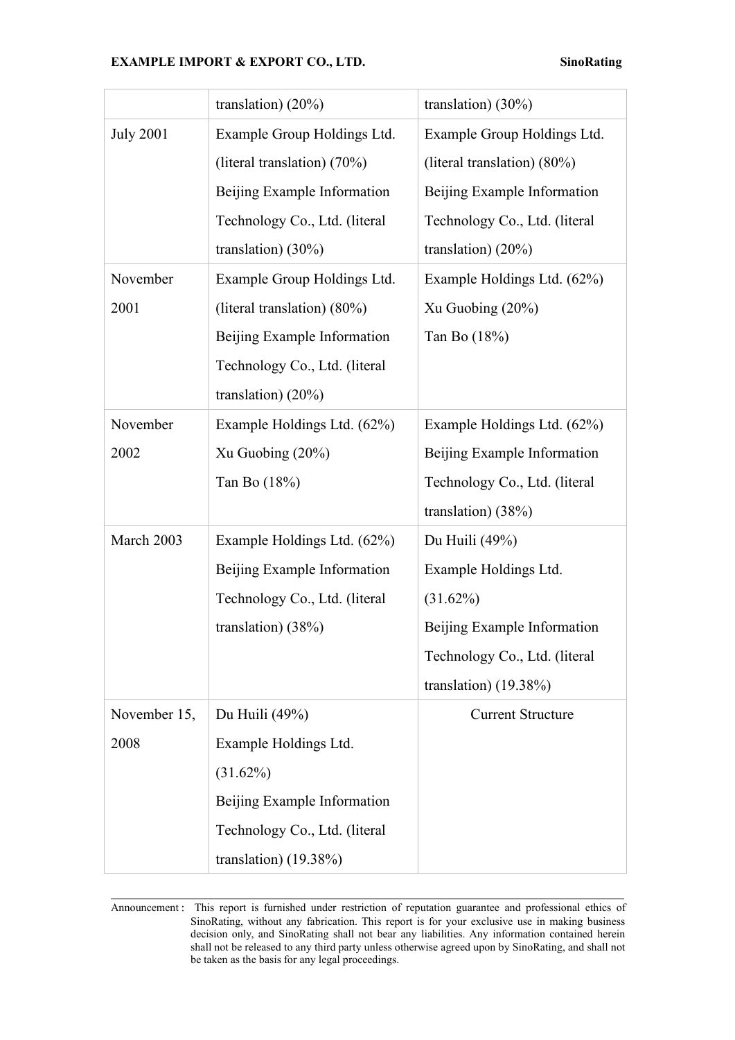| | | |
|---|---|---|
| | translation) (20%) | translation) (30%) |
| July 2001 | Example Group Holdings Ltd. (literal translation) (70%)<br>Beijing Example Information Technology Co., Ltd. (literal translation) (30%) | Example Group Holdings Ltd. (literal translation) (80%)<br>Beijing Example Information Technology Co., Ltd. (literal translation) (20%) |
| November 2001 | Example Group Holdings Ltd. (literal translation) (80%)<br>Beijing Example Information Technology Co., Ltd. (literal translation) (20%) | Example Holdings Ltd. (62%)<br>Xu Guobing (20%)<br>Tan Bo (18%) |
| November 2002 | Example Holdings Ltd. (62%)<br>Xu Guobing (20%)<br>Tan Bo (18%) | Example Holdings Ltd. (62%)<br>Beijing Example Information Technology Co., Ltd. (literal translation) (38%) |
| March 2003 | Example Holdings Ltd. (62%)<br>Beijing Example Information Technology Co., Ltd. (literal translation) (38%) | Du Huili (49%)<br>Example Holdings Ltd. (31.62%)<br>Beijing Example Information Technology Co., Ltd. (literal translation) (19.38%) |
| November 15, 2008 | Du Huili (49%)<br>Example Holdings Ltd. (31.62%)<br>Beijing Example Information Technology Co., Ltd. (literal translation) (19.38%) | Current Structure |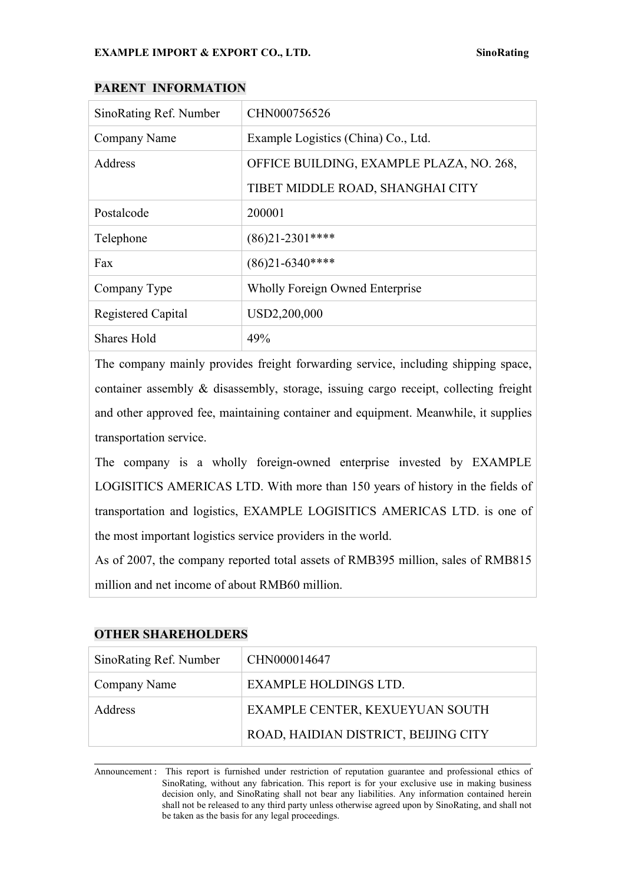## PARENT INFORMATION

| SinoRating Ref. Number | CHN000756526 |
| --- | --- |
| Company Name | Example Logistics (China) Co., Ltd. |
| Address | OFFICE BUILDING, EXAMPLE PLAZA, NO. 268, TIBET MIDDLE ROAD, SHANGHAI CITY |
| Postalcode | 200001 |
| Telephone | (86)21-2301**** |
| Fax | (86)21-6340**** |
| Company Type | Wholly Foreign Owned Enterprise |
| Registered Capital | USD2,200,000 |
| Shares Hold | 49% |

The company mainly provides freight forwarding service, including shipping space, container assembly & disassembly, storage, issuing cargo receipt, collecting freight and other approved fee, maintaining container and equipment. Meanwhile, it supplies transportation service.

The company is a wholly foreign-owned enterprise invested by EXAMPLE LOGISITICS AMERICAS LTD. With more than 150 years of history in the fields of transportation and logistics, EXAMPLE LOGISITICS AMERICAS LTD. is one of the most important logistics service providers in the world.

As of 2007, the company reported total assets of RMB395 million, sales of RMB815 million and net income of about RMB60 million.

## OTHER SHAREHOLDERS

| SinoRating Ref. Number | CHN000014647 |
| --- | --- |
| Company Name | EXAMPLE HOLDINGS LTD. |
| Address | EXAMPLE CENTER, KEXUEYUAN SOUTH ROAD, HAIDIAN DISTRICT, BEIJING CITY |

Announcement : This report is furnished under restriction of reputation guarantee and professional ethics of SinoRating, without any fabrication. This report is for your exclusive use in making business decision only, and SinoRating shall not bear any liabilities. Any information contained herein shall not be released to any third party unless otherwise agreed upon by SinoRating, and shall not be taken as the basis for any legal proceedings.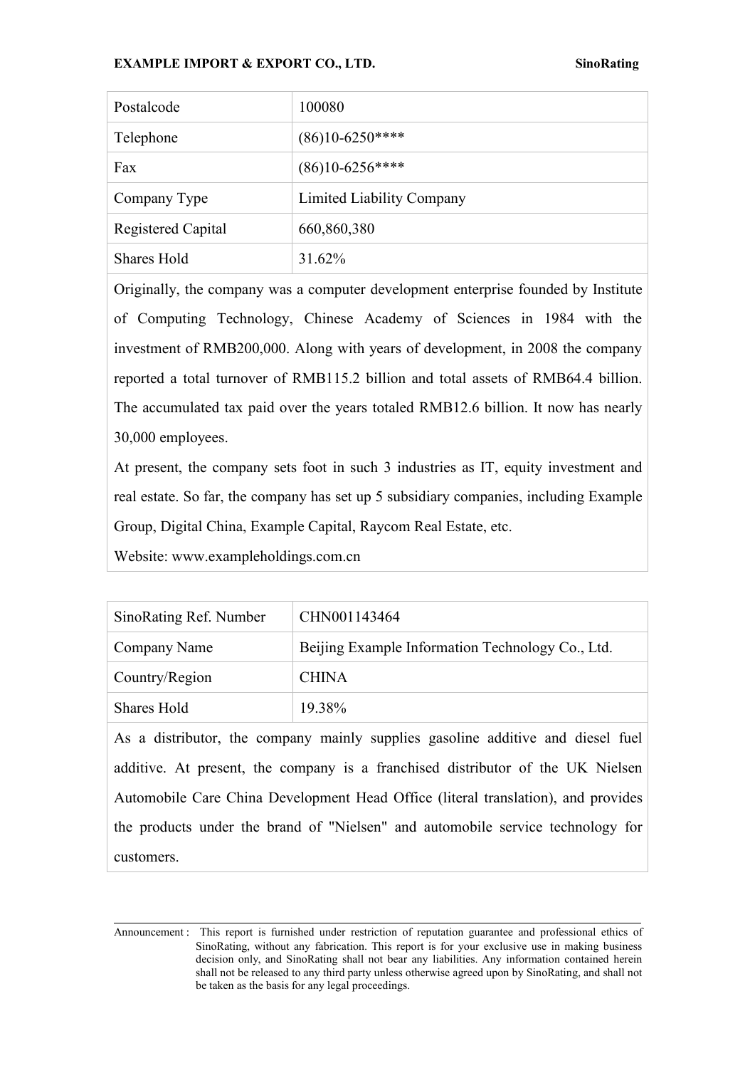| Postalcode | 100080 |
|---|---|
| Telephone | (86)10-6250**** |
| Fax | (86)10-6256**** |
| Company Type | Limited Liability Company |
| Registered Capital | 660,860,380 |
| Shares Hold | 31.62% |

Originally, the company was a computer development enterprise founded by Institute of Computing Technology, Chinese Academy of Sciences in 1984 with the investment of RMB200,000. Along with years of development, in 2008 the company reported a total turnover of RMB115.2 billion and total assets of RMB64.4 billion. The accumulated tax paid over the years totaled RMB12.6 billion. It now has nearly 30,000 employees.

At present, the company sets foot in such 3 industries as IT, equity investment and real estate. So far, the company has set up 5 subsidiary companies, including Example Group, Digital China, Example Capital, Raycom Real Estate, etc.

Website: www.exampleholdings.com.cn

| SinoRating Ref. Number | CHN001143464 |
|---|---|
| Company Name | Beijing Example Information Technology Co., Ltd. |
| Country/Region | CHINA |
| Shares Hold | 19.38% |

As a distributor, the company mainly supplies gasoline additive and diesel fuel additive. At present, the company is a franchised distributor of the UK Nielsen Automobile Care China Development Head Office (literal translation), and provides the products under the brand of "Nielsen" and automobile service technology for customers.

Announcement : This report is furnished under restriction of reputation guarantee and professional ethics of SinoRating, without any fabrication. This report is for your exclusive use in making business decision only, and SinoRating shall not bear any liabilities. Any information contained herein shall not be released to any third party unless otherwise agreed upon by SinoRating, and shall not be taken as the basis for any legal proceedings.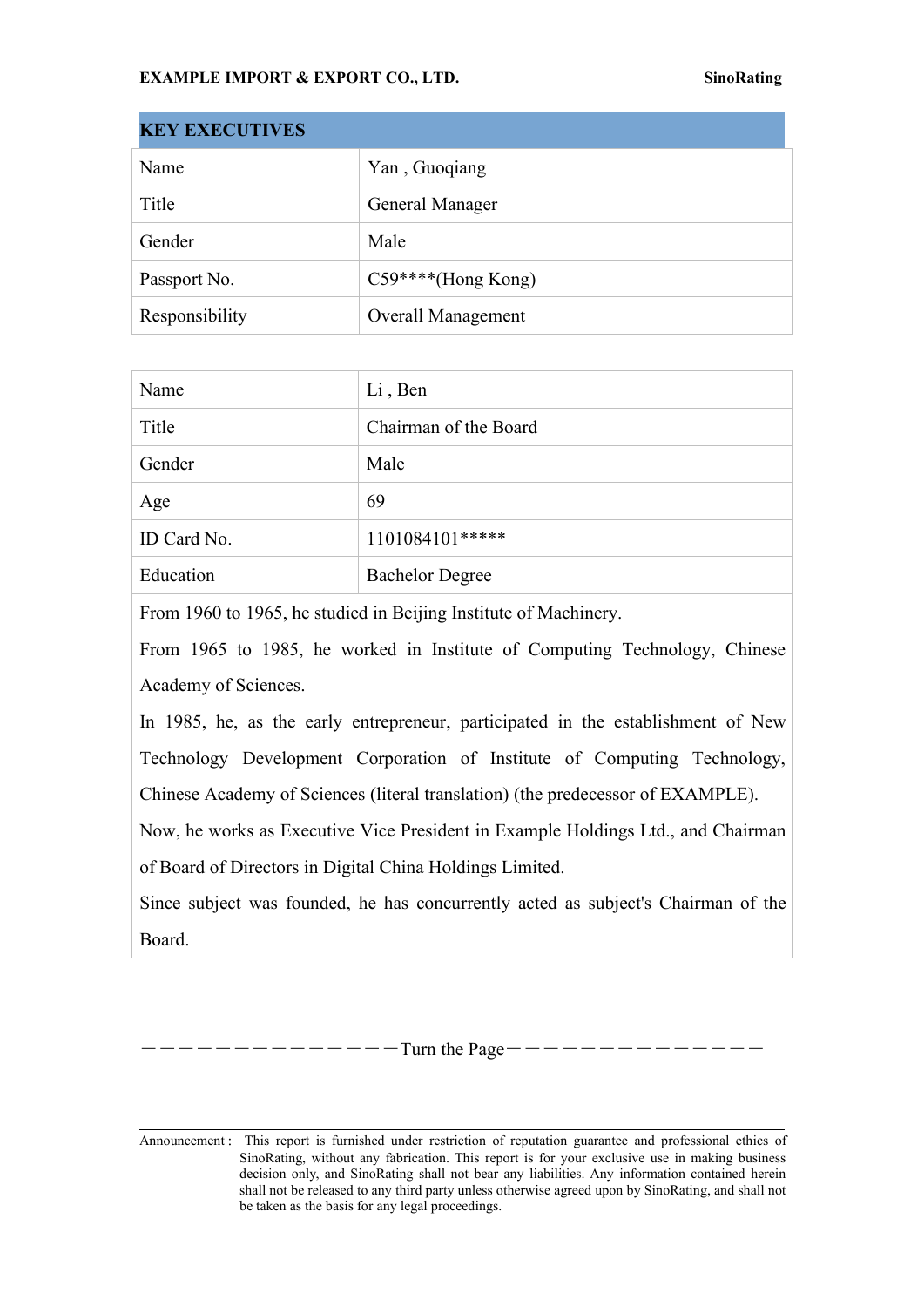## KEY EXECUTIVES

| Name | Yan , Guoqiang |
|---|---|
| Title | General Manager |
| Gender | Male |
| Passport No. | C59****(Hong Kong) |
| Responsibility | Overall Management |

| Name | Li , Ben |
|---|---|
| Title | Chairman of the Board |
| Gender | Male |
| Age | 69 |
| ID Card No. | 1101084101***** |
| Education | Bachelor Degree |

From 1960 to 1965, he studied in Beijing Institute of Machinery.

From 1965 to 1985, he worked in Institute of Computing Technology, Chinese Academy of Sciences.

In 1985, he, as the early entrepreneur, participated in the establishment of New Technology Development Corporation of Institute of Computing Technology, Chinese Academy of Sciences (literal translation) (the predecessor of EXAMPLE).

Now, he works as Executive Vice President in Example Holdings Ltd., and Chairman of Board of Directors in Digital China Holdings Limited.

Since subject was founded, he has concurrently acted as subject's Chairman of the Board.

——————————————Turn the Page——————————————

Announcement : This report is furnished under restriction of reputation guarantee and professional ethics of SinoRating, without any fabrication. This report is for your exclusive use in making business decision only, and SinoRating shall not bear any liabilities. Any information contained herein shall not be released to any third party unless otherwise agreed upon by SinoRating, and shall not be taken as the basis for any legal proceedings.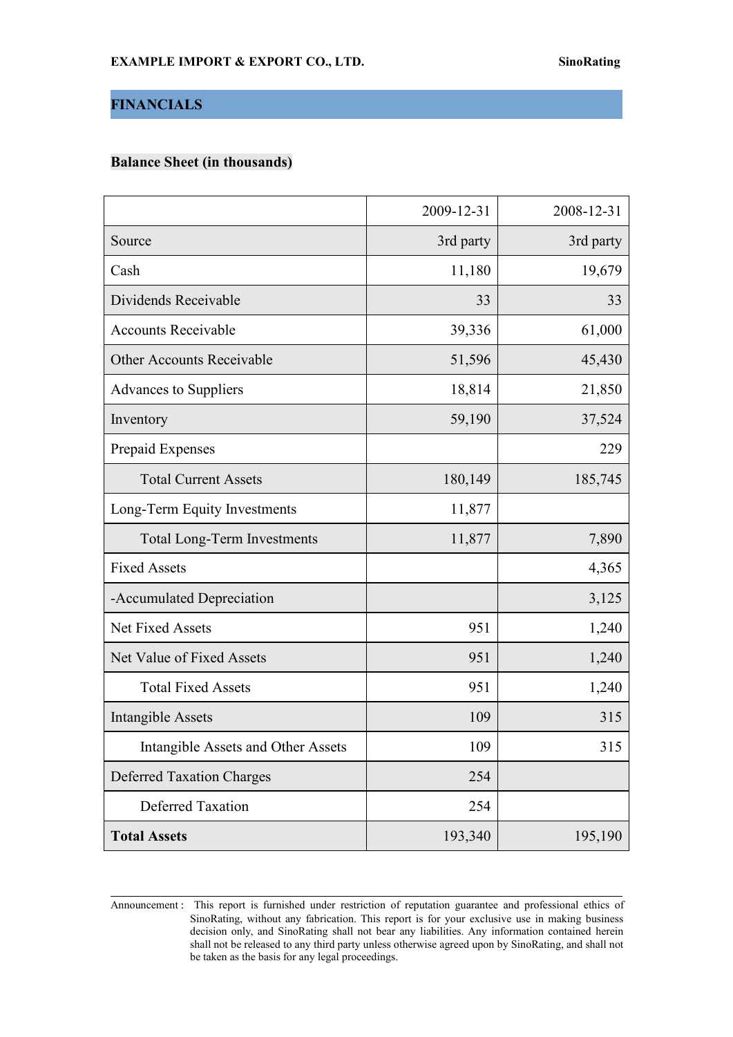## FINANCIALS

### Balance Sheet (in thousands)

| | 2009-12-31 | 2008-12-31 |
|---|---|---|
| Source | 3rd party | 3rd party |
| Cash | 11,180 | 19,679 |
| Dividends Receivable | 33 | 33 |
| Accounts Receivable | 39,336 | 61,000 |
| Other Accounts Receivable | 51,596 | 45,430 |
| Advances to Suppliers | 18,814 | 21,850 |
| Inventory | 59,190 | 37,524 |
| Prepaid Expenses | | 229 |
| Total Current Assets | 180,149 | 185,745 |
| Long-Term Equity Investments | 11,877 | |
| Total Long-Term Investments | 11,877 | 7,890 |
| Fixed Assets | | 4,365 |
| -Accumulated Depreciation | | 3,125 |
| Net Fixed Assets | 951 | 1,240 |
| Net Value of Fixed Assets | 951 | 1,240 |
| Total Fixed Assets | 951 | 1,240 |
| Intangible Assets | 109 | 315 |
| Intangible Assets and Other Assets | 109 | 315 |
| Deferred Taxation Charges | 254 | |
| Deferred Taxation | 254 | |
| **Total Assets** | 193,340 | 195,190 |

Announcement : This report is furnished under restriction of reputation guarantee and professional ethics of SinoRating, without any fabrication. This report is for your exclusive use in making business decision only, and SinoRating shall not bear any liabilities. Any information contained herein shall not be released to any third party unless otherwise agreed upon by SinoRating, and shall not be taken as the basis for any legal proceedings.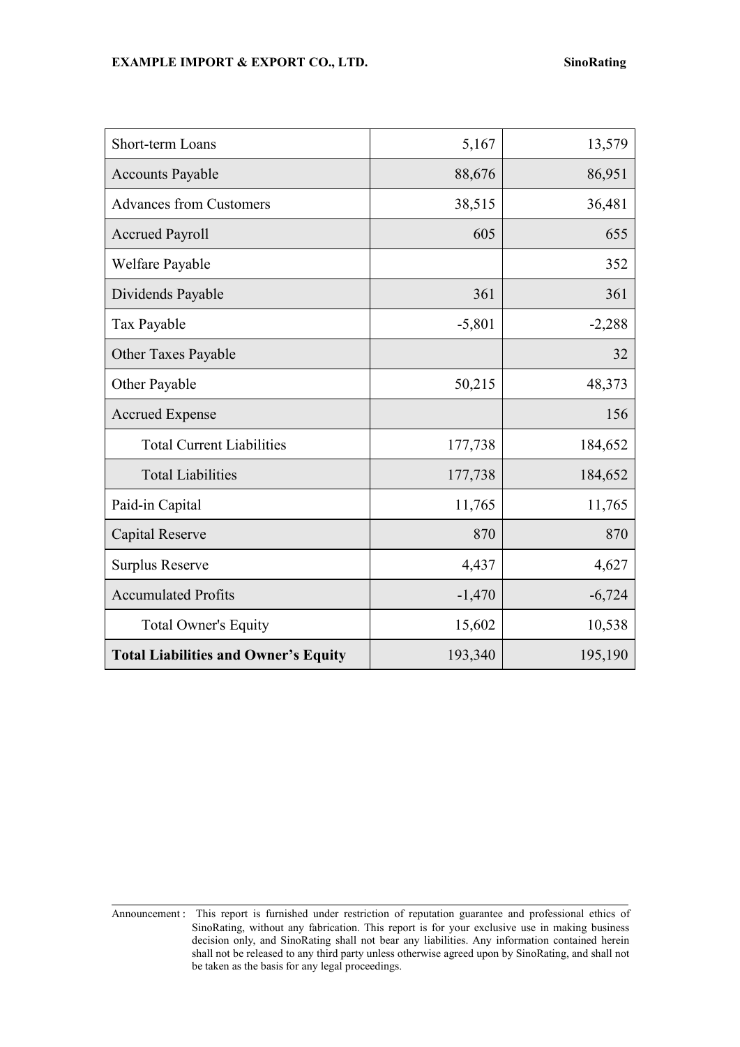| | | |
|---|---|---|
| Short-term Loans | 5,167 | 13,579 |
| Accounts Payable | 88,676 | 86,951 |
| Advances from Customers | 38,515 | 36,481 |
| Accrued Payroll | 605 | 655 |
| Welfare Payable | | 352 |
| Dividends Payable | 361 | 361 |
| Tax Payable | -5,801 | -2,288 |
| Other Taxes Payable | | 32 |
| Other Payable | 50,215 | 48,373 |
| Accrued Expense | | 156 |
| Total Current Liabilities | 177,738 | 184,652 |
| Total Liabilities | 177,738 | 184,652 |
| Paid-in Capital | 11,765 | 11,765 |
| Capital Reserve | 870 | 870 |
| Surplus Reserve | 4,437 | 4,627 |
| Accumulated Profits | -1,470 | -6,724 |
| Total Owner's Equity | 15,602 | 10,538 |
| **Total Liabilities and Owner's Equity** | 193,340 | 195,190 |

Announcement : This report is furnished under restriction of reputation guarantee and professional ethics of SinoRating, without any fabrication. This report is for your exclusive use in making business decision only, and SinoRating shall not bear any liabilities. Any information contained herein shall not be released to any third party unless otherwise agreed upon by SinoRating, and shall not be taken as the basis for any legal proceedings.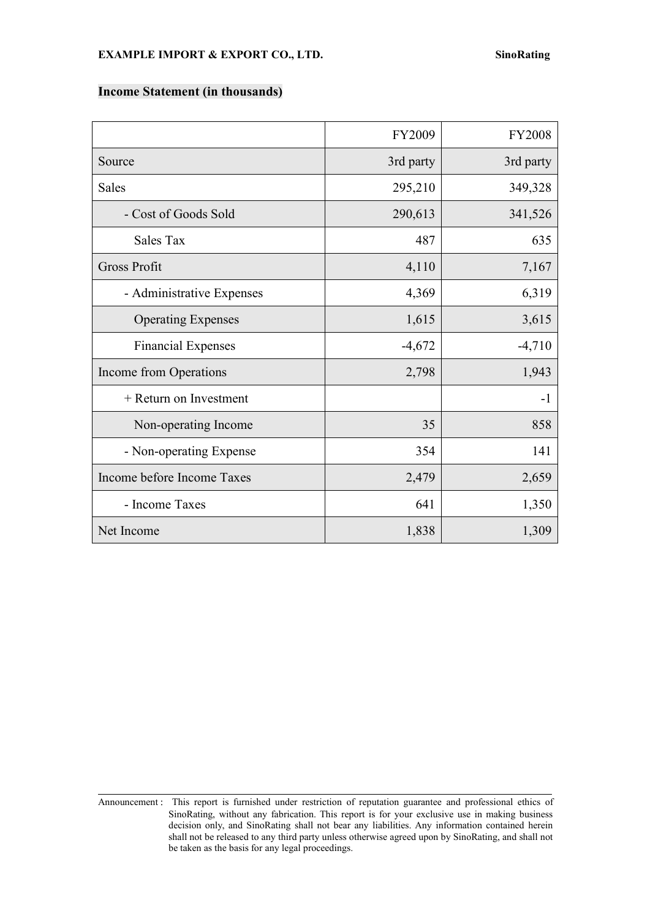## Income Statement (in thousands)

| | FY2009 | FY2008 |
|---|---:|---:|
| Source | 3rd party | 3rd party |
| Sales | 295,210 | 349,328 |
| - Cost of Goods Sold | 290,613 | 341,526 |
| Sales Tax | 487 | 635 |
| Gross Profit | 4,110 | 7,167 |
| - Administrative Expenses | 4,369 | 6,319 |
| Operating Expenses | 1,615 | 3,615 |
| Financial Expenses | -4,672 | -4,710 |
| Income from Operations | 2,798 | 1,943 |
| + Return on Investment | | -1 |
| Non-operating Income | 35 | 858 |
| - Non-operating Expense | 354 | 141 |
| Income before Income Taxes | 2,479 | 2,659 |
| - Income Taxes | 641 | 1,350 |
| Net Income | 1,838 | 1,309 |

Announcement : This report is furnished under restriction of reputation guarantee and professional ethics of SinoRating, without any fabrication. This report is for your exclusive use in making business decision only, and SinoRating shall not bear any liabilities. Any information contained herein shall not be released to any third party unless otherwise agreed upon by SinoRating, and shall not be taken as the basis for any legal proceedings.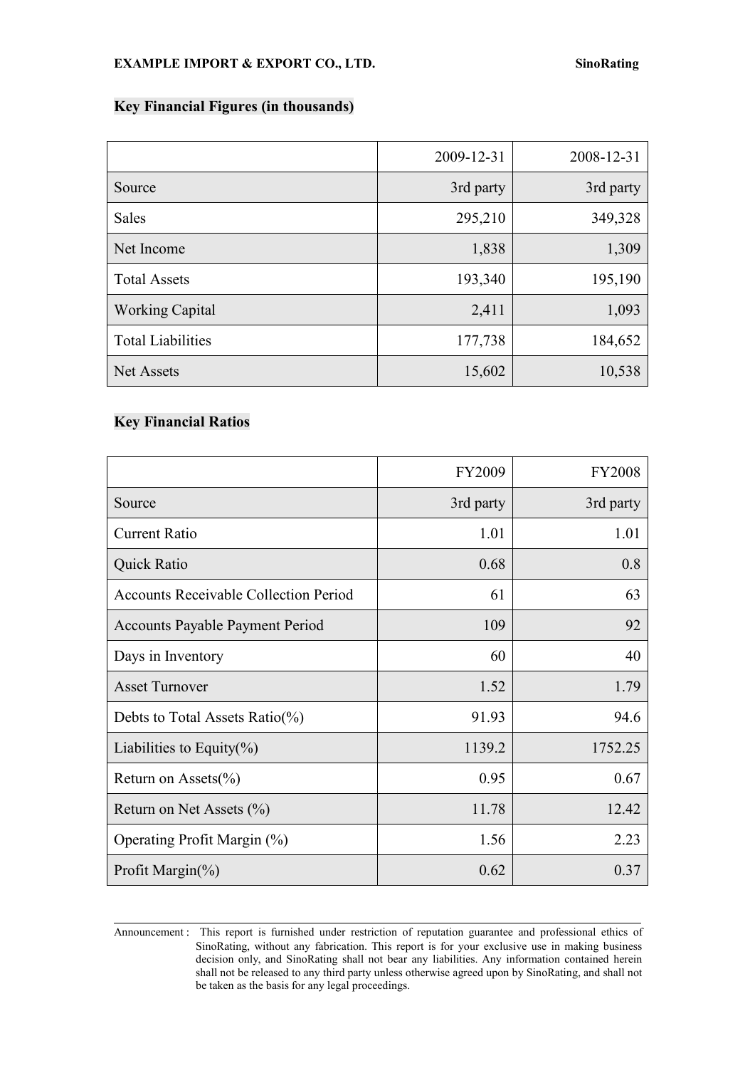## Key Financial Figures (in thousands)

| | 2009-12-31 | 2008-12-31 |
|---|---|---|
| Source | 3rd party | 3rd party |
| Sales | 295,210 | 349,328 |
| Net Income | 1,838 | 1,309 |
| Total Assets | 193,340 | 195,190 |
| Working Capital | 2,411 | 1,093 |
| Total Liabilities | 177,738 | 184,652 |
| Net Assets | 15,602 | 10,538 |

## Key Financial Ratios

| | FY2009 | FY2008 |
|---|---|---|
| Source | 3rd party | 3rd party |
| Current Ratio | 1.01 | 1.01 |
| Quick Ratio | 0.68 | 0.8 |
| Accounts Receivable Collection Period | 61 | 63 |
| Accounts Payable Payment Period | 109 | 92 |
| Days in Inventory | 60 | 40 |
| Asset Turnover | 1.52 | 1.79 |
| Debts to Total Assets Ratio(%) | 91.93 | 94.6 |
| Liabilities to Equity(%) | 1139.2 | 1752.25 |
| Return on Assets(%) | 0.95 | 0.67 |
| Return on Net Assets (%) | 11.78 | 12.42 |
| Operating Profit Margin (%) | 1.56 | 2.23 |
| Profit Margin(%) | 0.62 | 0.37 |

Announcement : This report is furnished under restriction of reputation guarantee and professional ethics of SinoRating, without any fabrication. This report is for your exclusive use in making business decision only, and SinoRating shall not bear any liabilities. Any information contained herein shall not be released to any third party unless otherwise agreed upon by SinoRating, and shall not be taken as the basis for any legal proceedings.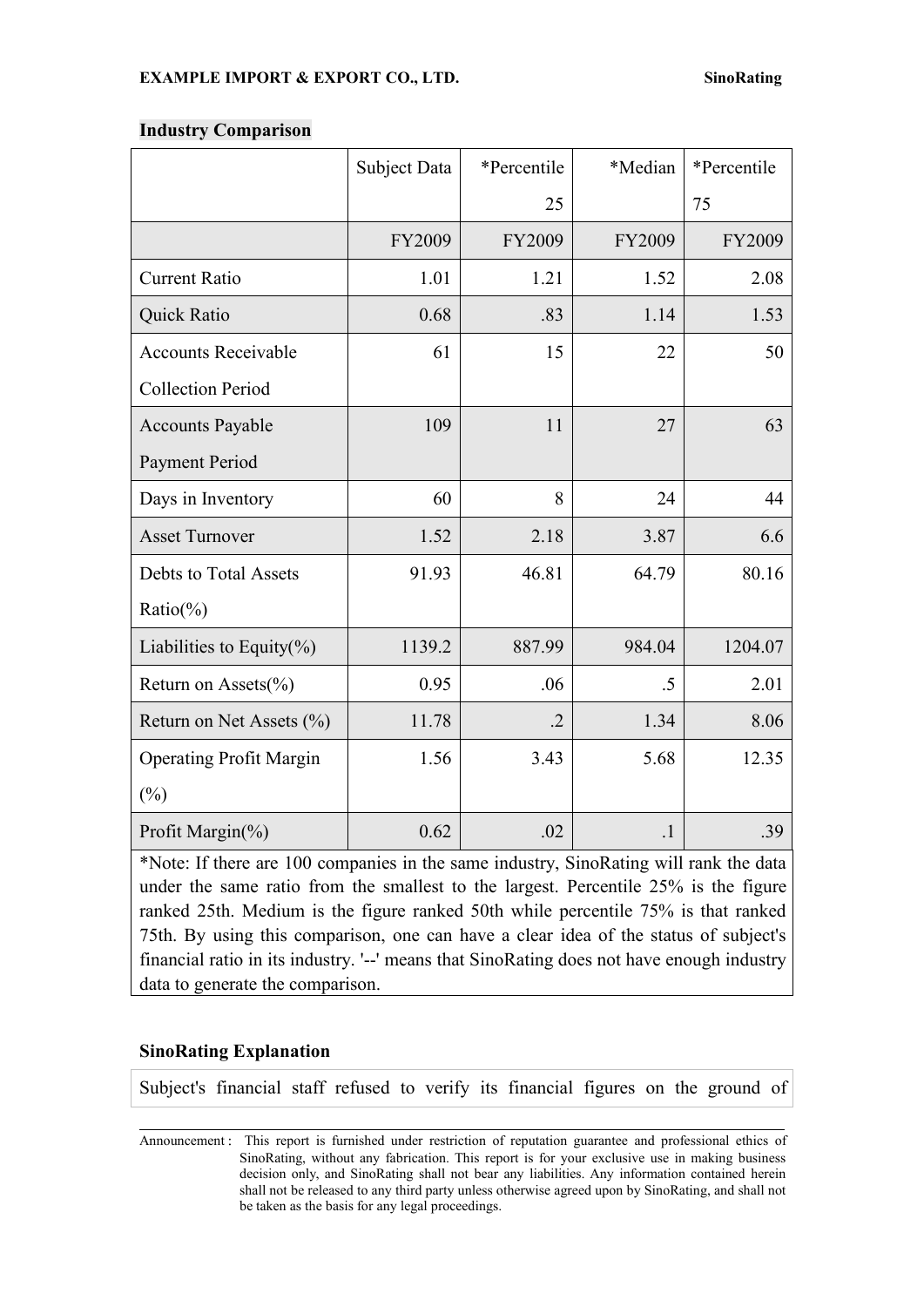## Industry Comparison

| | Subject Data | *Percentile 25 | *Median | *Percentile 75 |
|---|---|---|---|---|
| | FY2009 | FY2009 | FY2009 | FY2009 |
| Current Ratio | 1.01 | 1.21 | 1.52 | 2.08 |
| Quick Ratio | 0.68 | .83 | 1.14 | 1.53 |
| Accounts Receivable Collection Period | 61 | 15 | 22 | 50 |
| Accounts Payable Payment Period | 109 | 11 | 27 | 63 |
| Days in Inventory | 60 | 8 | 24 | 44 |
| Asset Turnover | 1.52 | 2.18 | 3.87 | 6.6 |
| Debts to Total Assets Ratio(%) | 91.93 | 46.81 | 64.79 | 80.16 |
| Liabilities to Equity(%) | 1139.2 | 887.99 | 984.04 | 1204.07 |
| Return on Assets(%) | 0.95 | .06 | .5 | 2.01 |
| Return on Net Assets (%) | 11.78 | .2 | 1.34 | 8.06 |
| Operating Profit Margin (%) | 1.56 | 3.43 | 5.68 | 12.35 |
| Profit Margin(%) | 0.62 | .02 | .1 | .39 |

*Note: If there are 100 companies in the same industry, SinoRating will rank the data under the same ratio from the smallest to the largest. Percentile 25% is the figure ranked 25th. Medium is the figure ranked 50th while percentile 75% is that ranked 75th. By using this comparison, one can have a clear idea of the status of subject's financial ratio in its industry. '--' means that SinoRating does not have enough industry data to generate the comparison.

### SinoRating Explanation

Subject's financial staff refused to verify its financial figures on the ground of

Announcement : This report is furnished under restriction of reputation guarantee and professional ethics of SinoRating, without any fabrication. This report is for your exclusive use in making business decision only, and SinoRating shall not bear any liabilities. Any information contained herein shall not be released to any third party unless otherwise agreed upon by SinoRating, and shall not be taken as the basis for any legal proceedings.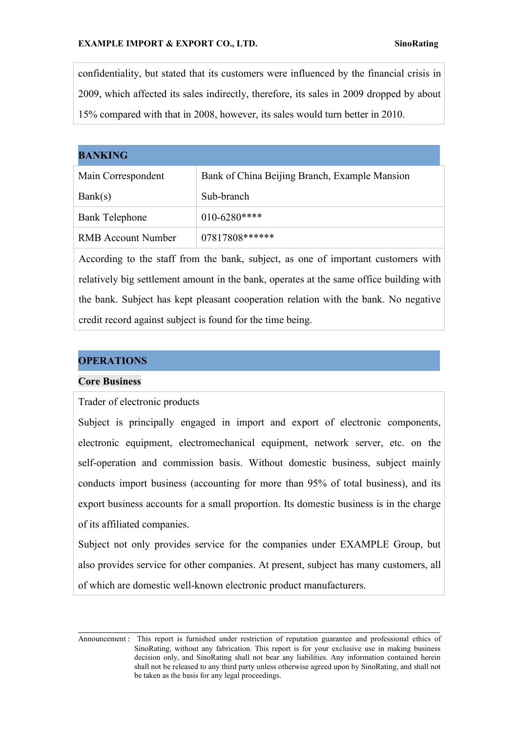confidentiality, but stated that its customers were influenced by the financial crisis in 2009, which affected its sales indirectly, therefore, its sales in 2009 dropped by about 15% compared with that in 2008, however, its sales would turn better in 2010.

## BANKING

| Main Correspondent Bank(s) | Bank of China Beijing Branch, Example Mansion Sub-branch |
|---|---|
| Bank Telephone | 010-6280**** |
| RMB Account Number | 07817808****** |

According to the staff from the bank, subject, as one of important customers with relatively big settlement amount in the bank, operates at the same office building with the bank. Subject has kept pleasant cooperation relation with the bank. No negative credit record against subject is found for the time being.

## OPERATIONS

### Core Business

Trader of electronic products

Subject is principally engaged in import and export of electronic components, electronic equipment, electromechanical equipment, network server, etc. on the self-operation and commission basis. Without domestic business, subject mainly conducts import business (accounting for more than 95% of total business), and its export business accounts for a small proportion. Its domestic business is in the charge of its affiliated companies.

Subject not only provides service for the companies under EXAMPLE Group, but also provides service for other companies. At present, subject has many customers, all of which are domestic well-known electronic product manufacturers.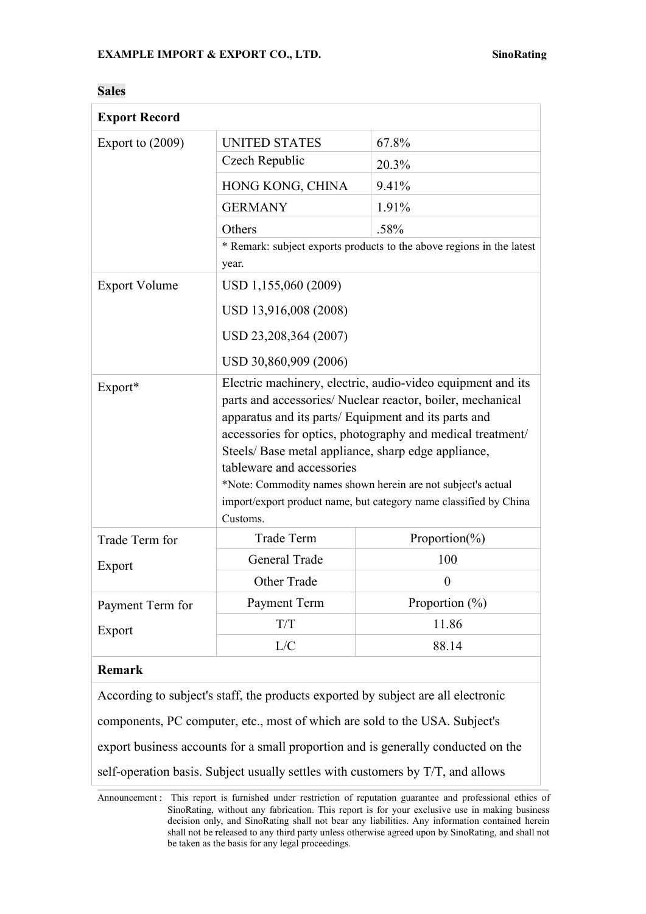**Sales**

| Export Record | | |
|---|---|---|
| Export to (2009) | UNITED STATES | 67.8% |
| | Czech Republic | 20.3% |
| | HONG KONG, CHINA | 9.41% |
| | GERMANY | 1.91% |
| | Others | .58% |
| | * Remark: subject exports products to the above regions in the latest year. | |
| Export Volume | USD 1,155,060 (2009)<br>USD 13,916,008 (2008)<br>USD 23,208,364 (2007)<br>USD 30,860,909 (2006) | |
| Export* | Electric machinery, electric, audio-video equipment and its parts and accessories/ Nuclear reactor, boiler, mechanical apparatus and its parts/ Equipment and its parts and accessories for optics, photography and medical treatment/ Steels/ Base metal appliance, sharp edge appliance, tableware and accessories<br>*Note: Commodity names shown herein are not subject's actual import/export product name, but category name classified by China Customs. | |
| Trade Term for Export | Trade Term | Proportion(%) |
| | General Trade | 100 |
| | Other Trade | 0 |
| Payment Term for Export | Payment Term | Proportion (%) |
| | T/T | 11.86 |
| | L/C | 88.14 |

**Remark**

According to subject's staff, the products exported by subject are all electronic components, PC computer, etc., most of which are sold to the USA. Subject's export business accounts for a small proportion and is generally conducted on the self-operation basis. Subject usually settles with customers by T/T, and allows

Announcement : This report is furnished under restriction of reputation guarantee and professional ethics of SinoRating, without any fabrication. This report is for your exclusive use in making business decision only, and SinoRating shall not bear any liabilities. Any information contained herein shall not be released to any third party unless otherwise agreed upon by SinoRating, and shall not be taken as the basis for any legal proceedings.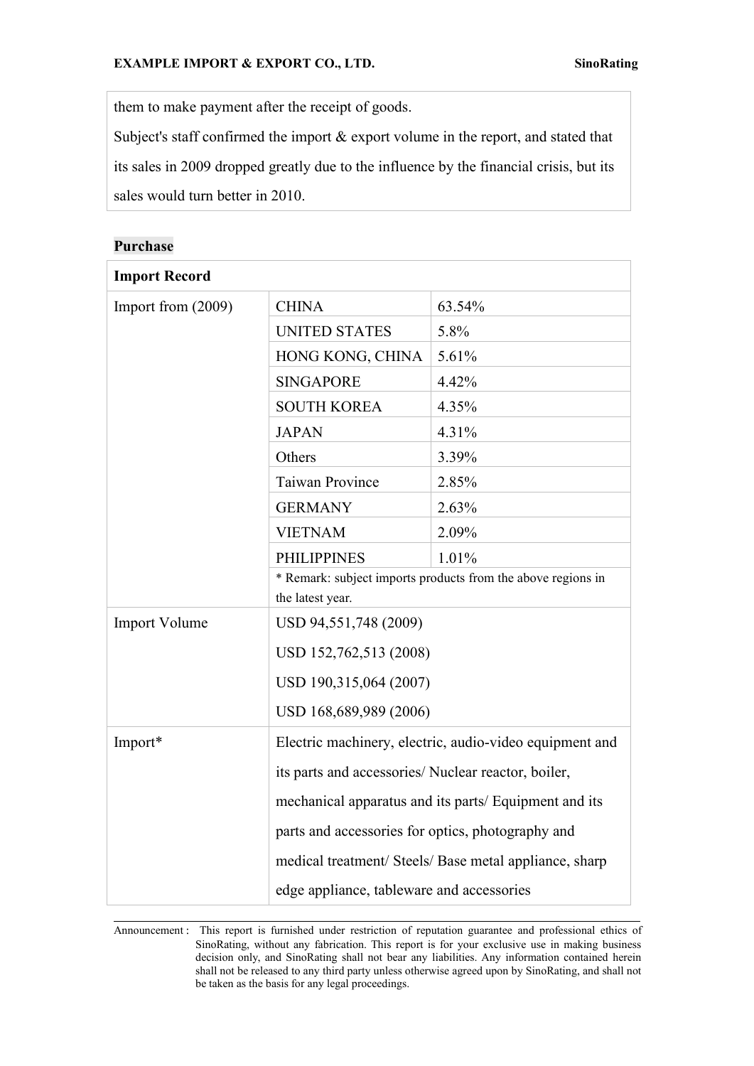them to make payment after the receipt of goods.
Subject's staff confirmed the import & export volume in the report, and stated that its sales in 2009 dropped greatly due to the influence by the financial crisis, but its sales would turn better in 2010.

**Purchase**

| **Import Record** | | |
|---|---|---|
| Import from (2009) | CHINA | 63.54% |
| | UNITED STATES | 5.8% |
| | HONG KONG, CHINA | 5.61% |
| | SINGAPORE | 4.42% |
| | SOUTH KOREA | 4.35% |
| | JAPAN | 4.31% |
| | Others | 3.39% |
| | Taiwan Province | 2.85% |
| | GERMANY | 2.63% |
| | VIETNAM | 2.09% |
| | PHILIPPINES | 1.01% |
| | * Remark: subject imports products from the above regions in the latest year. | |
| Import Volume | USD 94,551,748 (2009)<br>USD 152,762,513 (2008)<br>USD 190,315,064 (2007)<br>USD 168,689,989 (2006) | |
| Import* | Electric machinery, electric, audio-video equipment and its parts and accessories/ Nuclear reactor, boiler, mechanical apparatus and its parts/ Equipment and its parts and accessories for optics, photography and medical treatment/ Steels/ Base metal appliance, sharp edge appliance, tableware and accessories | |

Announcement : This report is furnished under restriction of reputation guarantee and professional ethics of SinoRating, without any fabrication. This report is for your exclusive use in making business decision only, and SinoRating shall not bear any liabilities. Any information contained herein shall not be released to any third party unless otherwise agreed upon by SinoRating, and shall not be taken as the basis for any legal proceedings.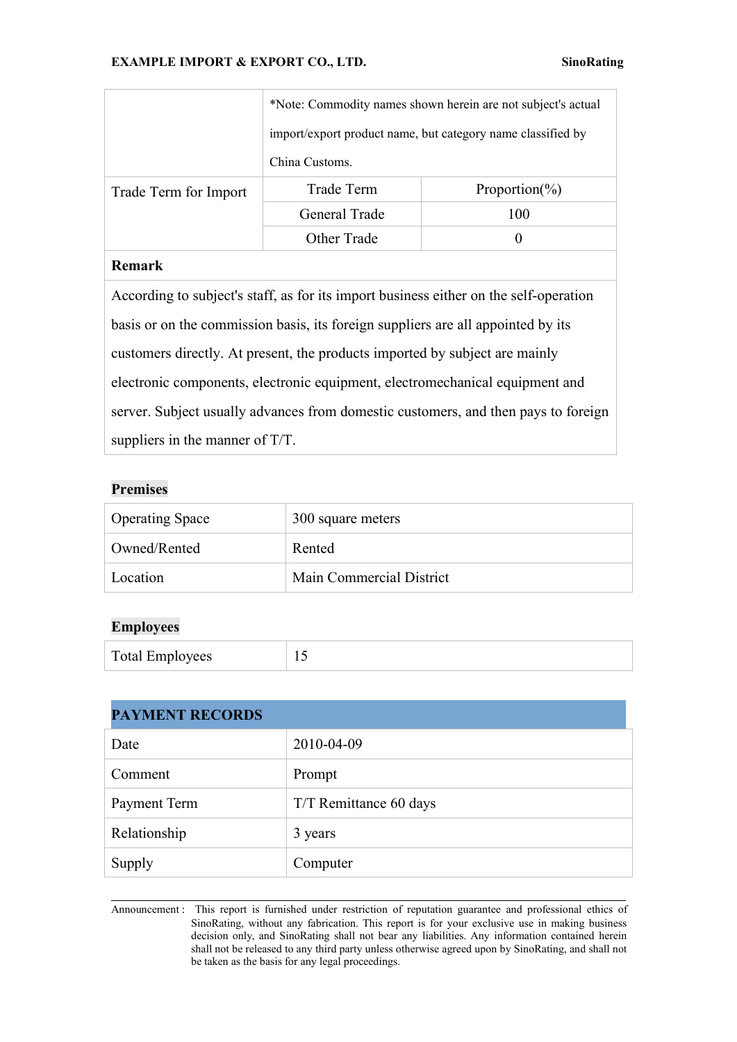| | |
|---|---|
| | *Note: Commodity names shown herein are not subject's actual import/export product name, but category name classified by China Customs. |

| Trade Term for Import | Trade Term | Proportion(%) |
|---|---|---|
| | General Trade | 100 |
| | Other Trade | 0 |

**Remark**

According to subject's staff, as for its import business either on the self-operation basis or on the commission basis, its foreign suppliers are all appointed by its customers directly. At present, the products imported by subject are mainly electronic components, electronic equipment, electromechanical equipment and server. Subject usually advances from domestic customers, and then pays to foreign suppliers in the manner of T/T.

**Premises**

| | |
|---|---|
| Operating Space | 300 square meters |
| Owned/Rented | Rented |
| Location | Main Commercial District |

**Employees**

| | |
|---|---|
| Total Employees | 15 |

## PAYMENT RECORDS

| | |
|---|---|
| Date | 2010-04-09 |
| Comment | Prompt |
| Payment Term | T/T Remittance 60 days |
| Relationship | 3 years |
| Supply | Computer |

Announcement : This report is furnished under restriction of reputation guarantee and professional ethics of SinoRating, without any fabrication. This report is for your exclusive use in making business decision only, and SinoRating shall not bear any liabilities. Any information contained herein shall not be released to any third party unless otherwise agreed upon by SinoRating, and shall not be taken as the basis for any legal proceedings.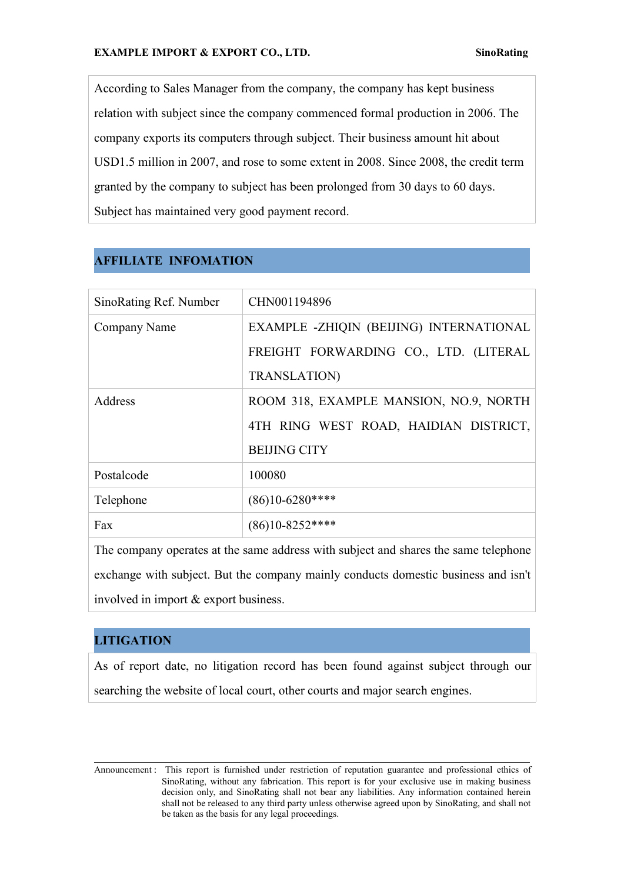According to Sales Manager from the company, the company has kept business relation with subject since the company commenced formal production in 2006. The company exports its computers through subject. Their business amount hit about USD1.5 million in 2007, and rose to some extent in 2008. Since 2008, the credit term granted by the company to subject has been prolonged from 30 days to 60 days. Subject has maintained very good payment record.

## AFFILIATE INFOMATION

| SinoRating Ref. Number | CHN001194896 |
|---|---|
| Company Name | EXAMPLE -ZHIQIN (BEIJING) INTERNATIONAL FREIGHT FORWARDING CO., LTD. (LITERAL TRANSLATION) |
| Address | ROOM 318, EXAMPLE MANSION, NO.9, NORTH 4TH RING WEST ROAD, HAIDIAN DISTRICT, BEIJING CITY |
| Postalcode | 100080 |
| Telephone | (86)10-6280**** |
| Fax | (86)10-8252**** |

The company operates at the same address with subject and shares the same telephone exchange with subject. But the company mainly conducts domestic business and isn't involved in import & export business.

## LITIGATION

As of report date, no litigation record has been found against subject through our searching the website of local court, other courts and major search engines.

Announcement : This report is furnished under restriction of reputation guarantee and professional ethics of SinoRating, without any fabrication. This report is for your exclusive use in making business decision only, and SinoRating shall not bear any liabilities. Any information contained herein shall not be released to any third party unless otherwise agreed upon by SinoRating, and shall not be taken as the basis for any legal proceedings.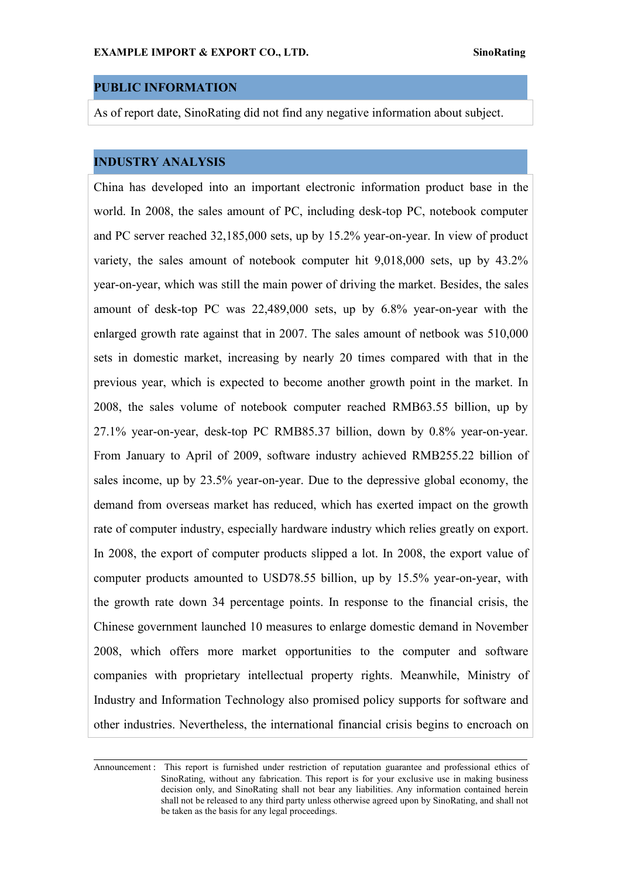## PUBLIC INFORMATION

As of report date, SinoRating did not find any negative information about subject.

## INDUSTRY ANALYSIS

China has developed into an important electronic information product base in the world. In 2008, the sales amount of PC, including desk-top PC, notebook computer and PC server reached 32,185,000 sets, up by 15.2% year-on-year. In view of product variety, the sales amount of notebook computer hit 9,018,000 sets, up by 43.2% year-on-year, which was still the main power of driving the market. Besides, the sales amount of desk-top PC was 22,489,000 sets, up by 6.8% year-on-year with the enlarged growth rate against that in 2007. The sales amount of netbook was 510,000 sets in domestic market, increasing by nearly 20 times compared with that in the previous year, which is expected to become another growth point in the market. In 2008, the sales volume of notebook computer reached RMB63.55 billion, up by 27.1% year-on-year, desk-top PC RMB85.37 billion, down by 0.8% year-on-year. From January to April of 2009, software industry achieved RMB255.22 billion of sales income, up by 23.5% year-on-year. Due to the depressive global economy, the demand from overseas market has reduced, which has exerted impact on the growth rate of computer industry, especially hardware industry which relies greatly on export. In 2008, the export of computer products slipped a lot. In 2008, the export value of computer products amounted to USD78.55 billion, up by 15.5% year-on-year, with the growth rate down 34 percentage points. In response to the financial crisis, the Chinese government launched 10 measures to enlarge domestic demand in November 2008, which offers more market opportunities to the computer and software companies with proprietary intellectual property rights. Meanwhile, Ministry of Industry and Information Technology also promised policy supports for software and other industries. Nevertheless, the international financial crisis begins to encroach on

---

Announcement： This report is furnished under restriction of reputation guarantee and professional ethics of SinoRating, without any fabrication. This report is for your exclusive use in making business decision only, and SinoRating shall not bear any liabilities. Any information contained herein shall not be released to any third party unless otherwise agreed upon by SinoRating, and shall not be taken as the basis for any legal proceedings.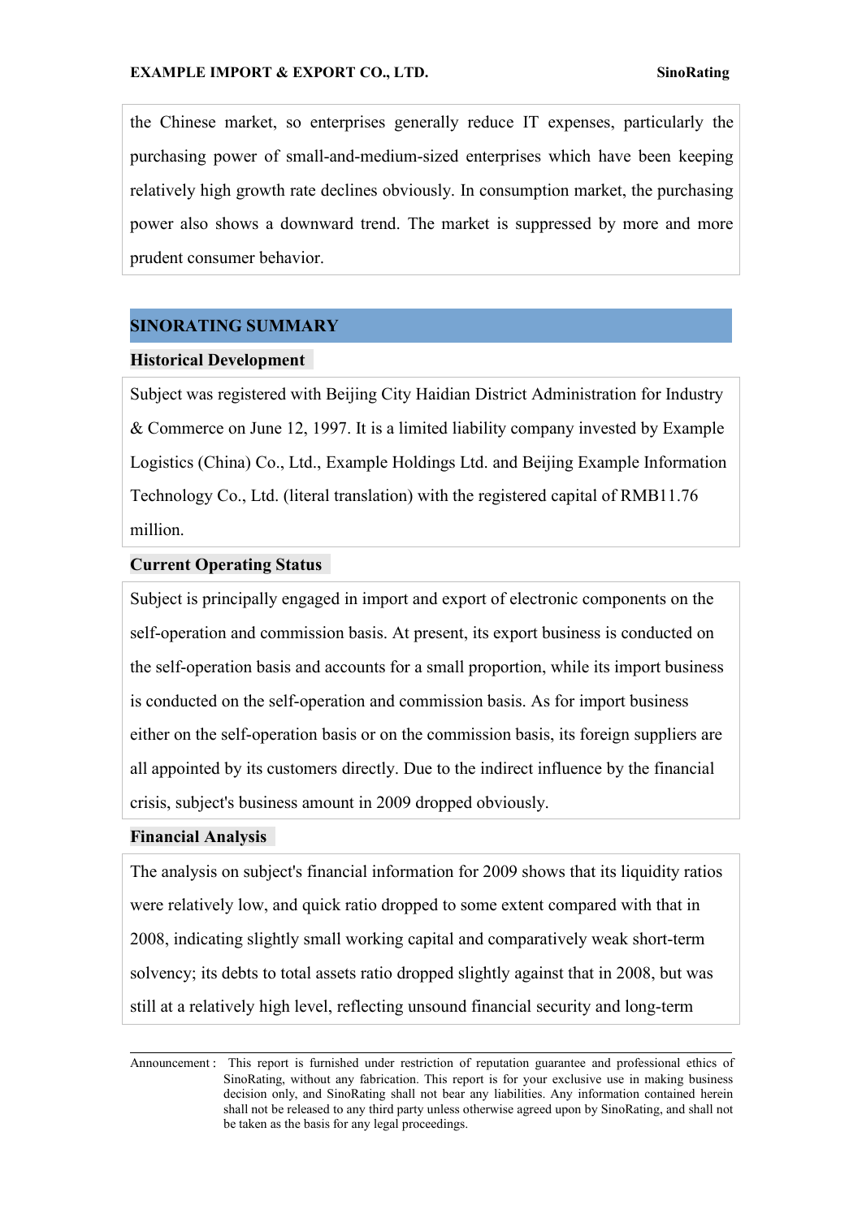the Chinese market, so enterprises generally reduce IT expenses, particularly the purchasing power of small-and-medium-sized enterprises which have been keeping relatively high growth rate declines obviously. In consumption market, the purchasing power also shows a downward trend. The market is suppressed by more and more prudent consumer behavior.

## SINORATING SUMMARY

### Historical Development

Subject was registered with Beijing City Haidian District Administration for Industry & Commerce on June 12, 1997. It is a limited liability company invested by Example Logistics (China) Co., Ltd., Example Holdings Ltd. and Beijing Example Information Technology Co., Ltd. (literal translation) with the registered capital of RMB11.76 million.

### Current Operating Status

Subject is principally engaged in import and export of electronic components on the self-operation and commission basis. At present, its export business is conducted on the self-operation basis and accounts for a small proportion, while its import business is conducted on the self-operation and commission basis. As for import business either on the self-operation basis or on the commission basis, its foreign suppliers are all appointed by its customers directly. Due to the indirect influence by the financial crisis, subject's business amount in 2009 dropped obviously.

### Financial Analysis

The analysis on subject's financial information for 2009 shows that its liquidity ratios were relatively low, and quick ratio dropped to some extent compared with that in 2008, indicating slightly small working capital and comparatively weak short-term solvency; its debts to total assets ratio dropped slightly against that in 2008, but was still at a relatively high level, reflecting unsound financial security and long-term

Announcement : This report is furnished under restriction of reputation guarantee and professional ethics of SinoRating, without any fabrication. This report is for your exclusive use in making business decision only, and SinoRating shall not bear any liabilities. Any information contained herein shall not be released to any third party unless otherwise agreed upon by SinoRating, and shall not be taken as the basis for any legal proceedings.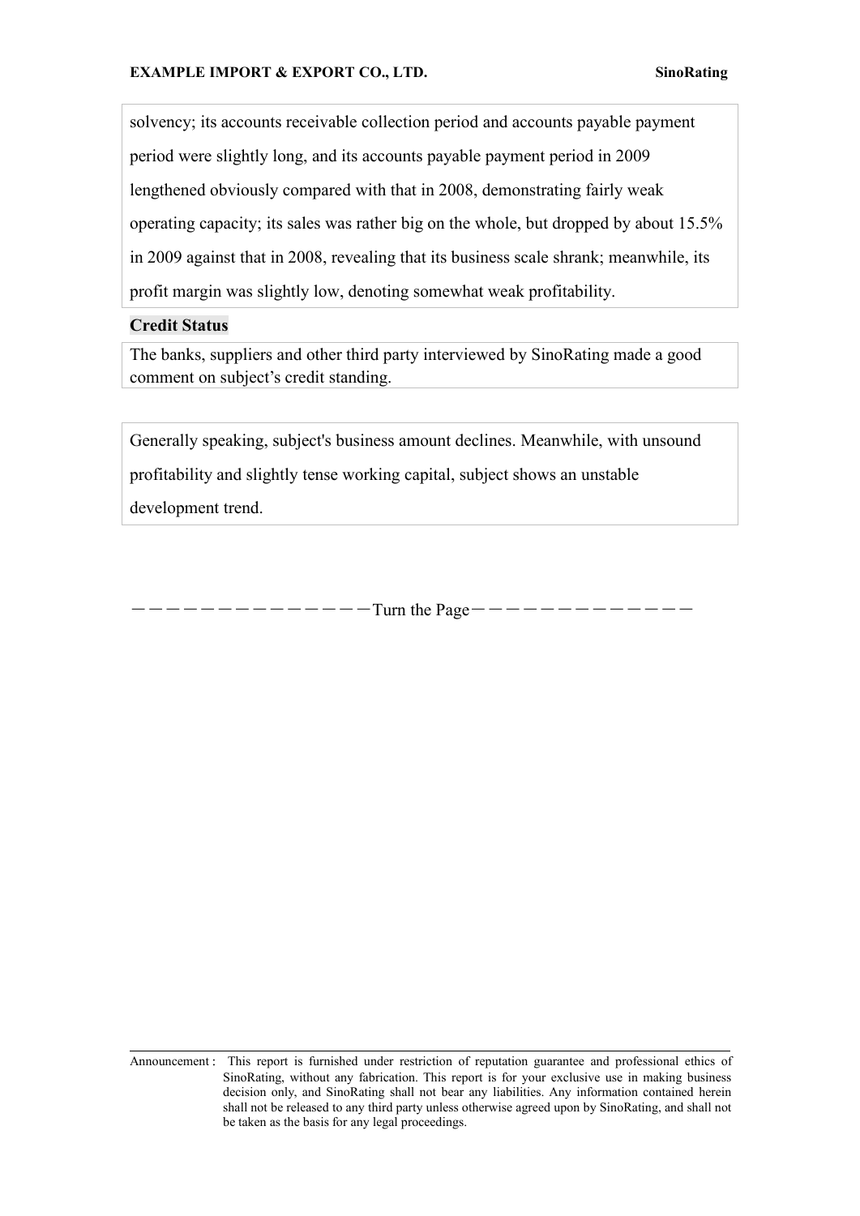solvency; its accounts receivable collection period and accounts payable payment period were slightly long, and its accounts payable payment period in 2009 lengthened obviously compared with that in 2008, demonstrating fairly weak operating capacity; its sales was rather big on the whole, but dropped by about 15.5% in 2009 against that in 2008, revealing that its business scale shrank; meanwhile, its profit margin was slightly low, denoting somewhat weak profitability.

**Credit Status**

The banks, suppliers and other third party interviewed by SinoRating made a good comment on subject's credit standing.

Generally speaking, subject's business amount declines. Meanwhile, with unsound profitability and slightly tense working capital, subject shows an unstable development trend.

－－－－－－－－－－－－－－Turn the Page－－－－－－－－－－－－－

Announcement： This report is furnished under restriction of reputation guarantee and professional ethics of SinoRating, without any fabrication. This report is for your exclusive use in making business decision only, and SinoRating shall not bear any liabilities. Any information contained herein shall not be released to any third party unless otherwise agreed upon by SinoRating, and shall not be taken as the basis for any legal proceedings.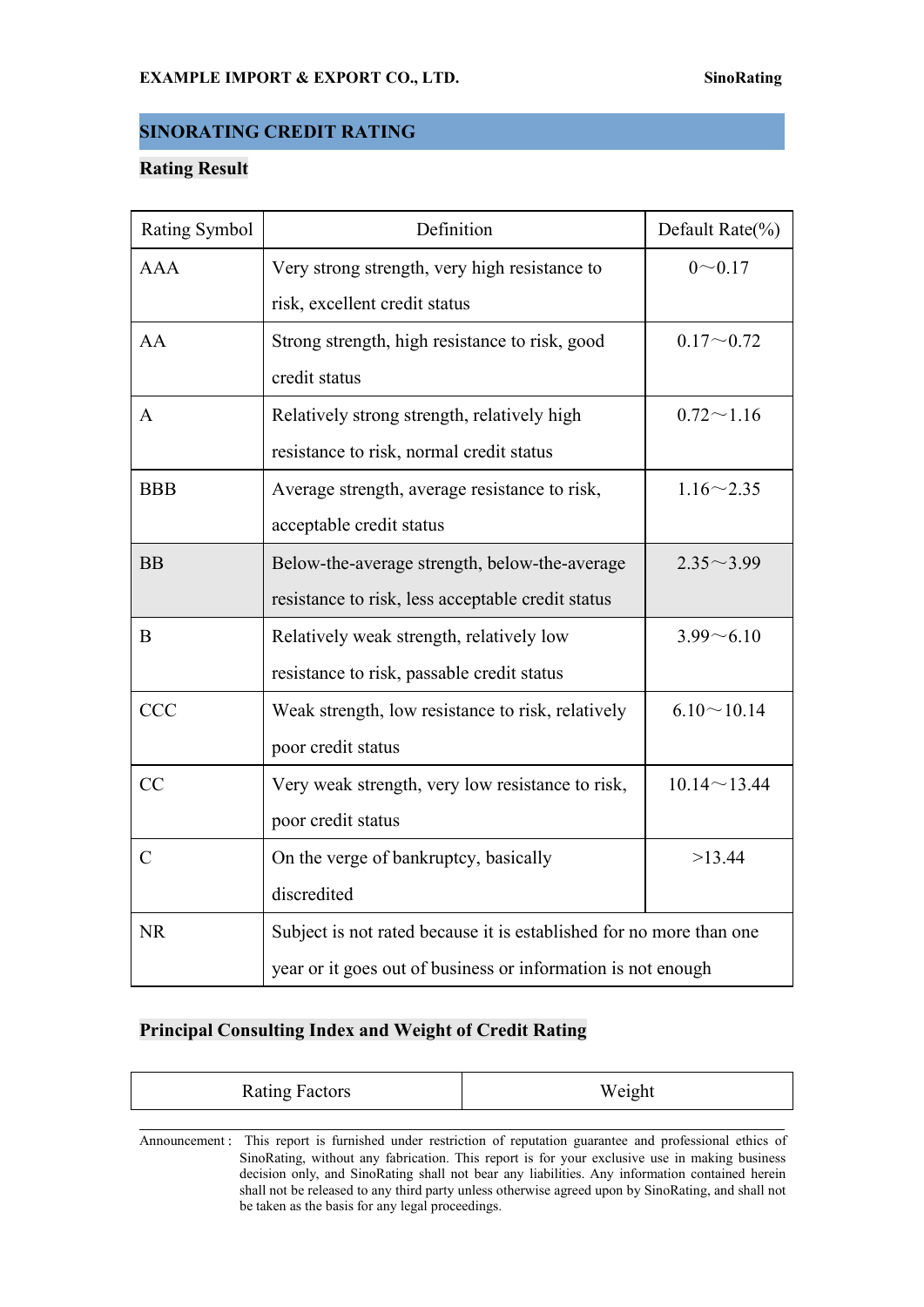## SINORATING CREDIT RATING

### Rating Result

| Rating Symbol | Definition | Default Rate(%) |
|---|---|---|
| AAA | Very strong strength, very high resistance to risk, excellent credit status | 0～0.17 |
| AA | Strong strength, high resistance to risk, good credit status | 0.17～0.72 |
| A | Relatively strong strength, relatively high resistance to risk, normal credit status | 0.72～1.16 |
| BBB | Average strength, average resistance to risk, acceptable credit status | 1.16～2.35 |
| BB | Below-the-average strength, below-the-average resistance to risk, less acceptable credit status | 2.35～3.99 |
| B | Relatively weak strength, relatively low resistance to risk, passable credit status | 3.99～6.10 |
| CCC | Weak strength, low resistance to risk, relatively poor credit status | 6.10～10.14 |
| CC | Very weak strength, very low resistance to risk, poor credit status | 10.14～13.44 |
| C | On the verge of bankruptcy, basically discredited | >13.44 |
| NR | Subject is not rated because it is established for no more than one year or it goes out of business or information is not enough | |

### Principal Consulting Index and Weight of Credit Rating

| Rating Factors | Weight |
|---|---|

Announcement： This report is furnished under restriction of reputation guarantee and professional ethics of SinoRating, without any fabrication. This report is for your exclusive use in making business decision only, and SinoRating shall not bear any liabilities. Any information contained herein shall not be released to any third party unless otherwise agreed upon by SinoRating, and shall not be taken as the basis for any legal proceedings.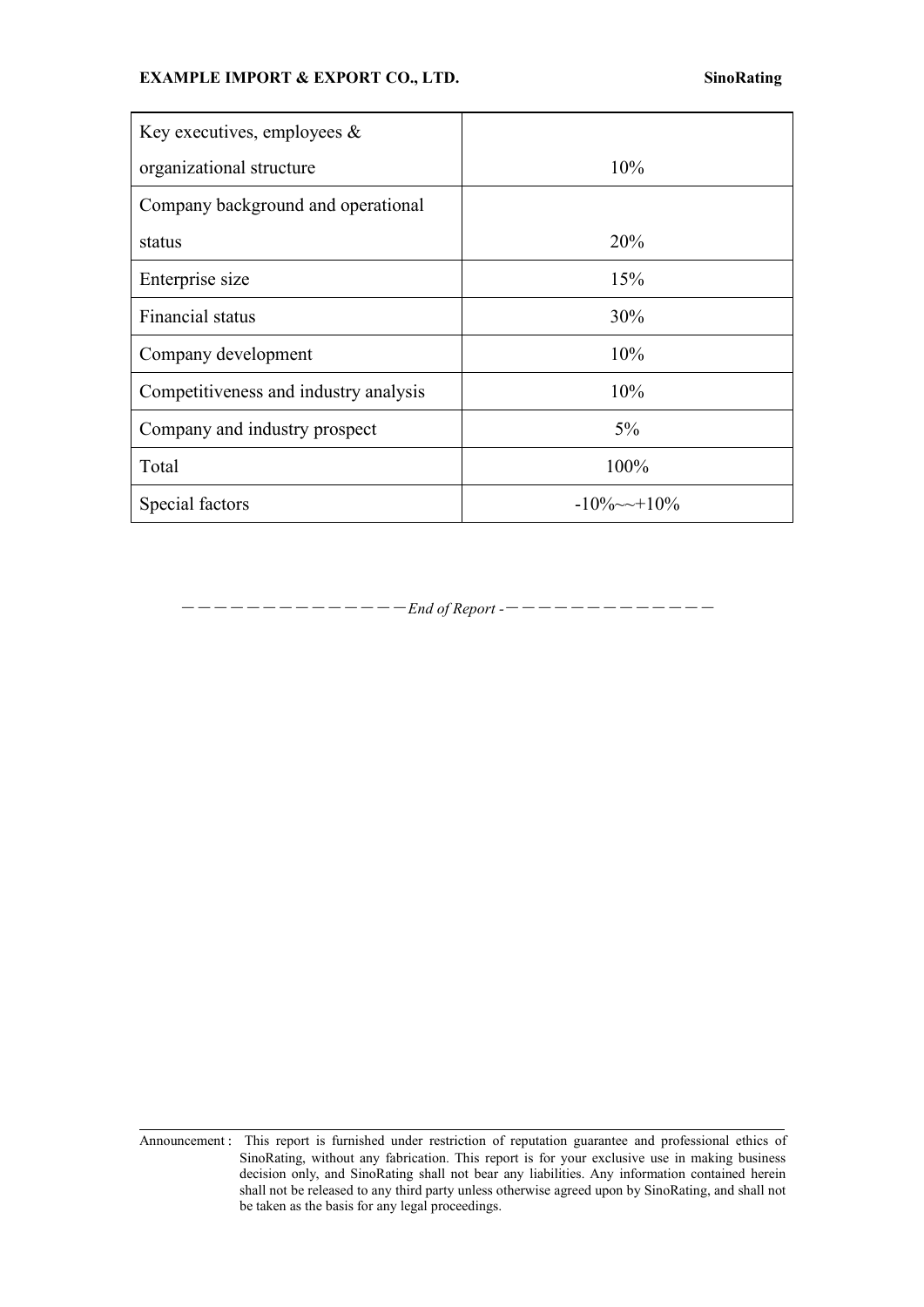| | |
|---|---|
| Key executives, employees & organizational structure | 10% |
| Company background and operational status | 20% |
| Enterprise size | 15% |
| Financial status | 30% |
| Company development | 10% |
| Competitiveness and industry analysis | 10% |
| Company and industry prospect | 5% |
| Total | 100% |
| Special factors | -10%~~+10% |

－－－－－－－－－－－－－－*End of Report* -－－－－－－－－－－－－－

Announcement : This report is furnished under restriction of reputation guarantee and professional ethics of SinoRating, without any fabrication. This report is for your exclusive use in making business decision only, and SinoRating shall not bear any liabilities. Any information contained herein shall not be released to any third party unless otherwise agreed upon by SinoRating, and shall not be taken as the basis for any legal proceedings.